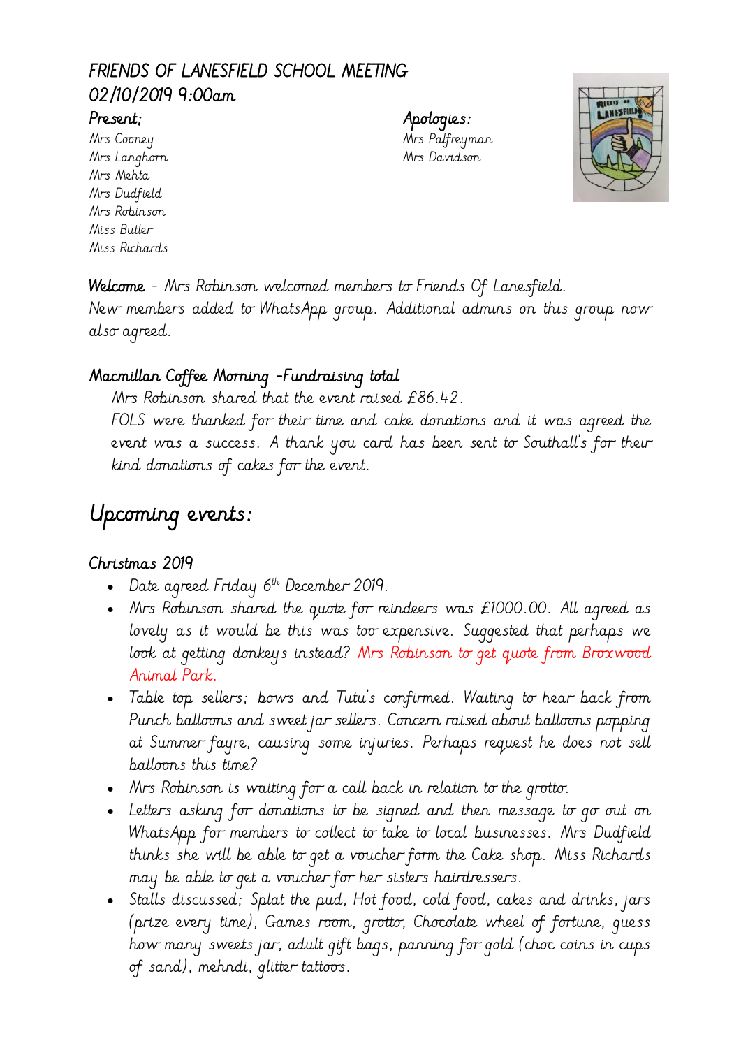# FRIENDS OF LANESFIELD SCHOOL MEETING 02/10/2019 9:00am

**Present;**
Mrs Cooney
Mrs Langhorn
Mrs Mehta
Mrs Dudfield
Mrs Robinson
Miss Butler
Miss Richards

**Apologies:**
Mrs Palfreyman
Mrs Davidson

**Welcome** - Mrs Robinson welcomed members to Friends Of Lanesfield. New members added to WhatsApp group. Additional admins on this group now also agreed.

## Macmillan Coffee Morning -Fundraising total

Mrs Robinson shared that the event raised £86.42.
FOLS were thanked for their time and cake donations and it was agreed the event was a success. A thank you card has been sent to Southall's for their kind donations of cakes for the event.

# Upcoming events:

## Christmas 2019

- Date agreed Friday 6th December 2019.
- Mrs Robinson shared the quote for reindeers was £1000.00. All agreed as lovely as it would be this was too expensive. Suggested that perhaps we look at getting donkeys instead? Mrs Robinson to get quote from Broxwood Animal Park.
- Table top sellers; bows and Tutu's confirmed. Waiting to hear back from Punch balloons and sweet jar sellers. Concern raised about balloons popping at Summer fayre, causing some injuries. Perhaps request he does not sell balloons this time?
- Mrs Robinson is waiting for a call back in relation to the grotto.
- Letters asking for donations to be signed and then message to go out on WhatsApp for members to collect to take to local businesses. Mrs Dudfield thinks she will be able to get a voucher form the Cake shop. Miss Richards may be able to get a voucher for her sisters hairdressers.
- Stalls discussed; Splat the pud, Hot food, cold food, cakes and drinks, jars (prize every time), Games room, grotto, Chocolate wheel of fortune, guess how many sweets jar, adult gift bags, panning for gold (choc coins in cups of sand), mehndi, glitter tattoos.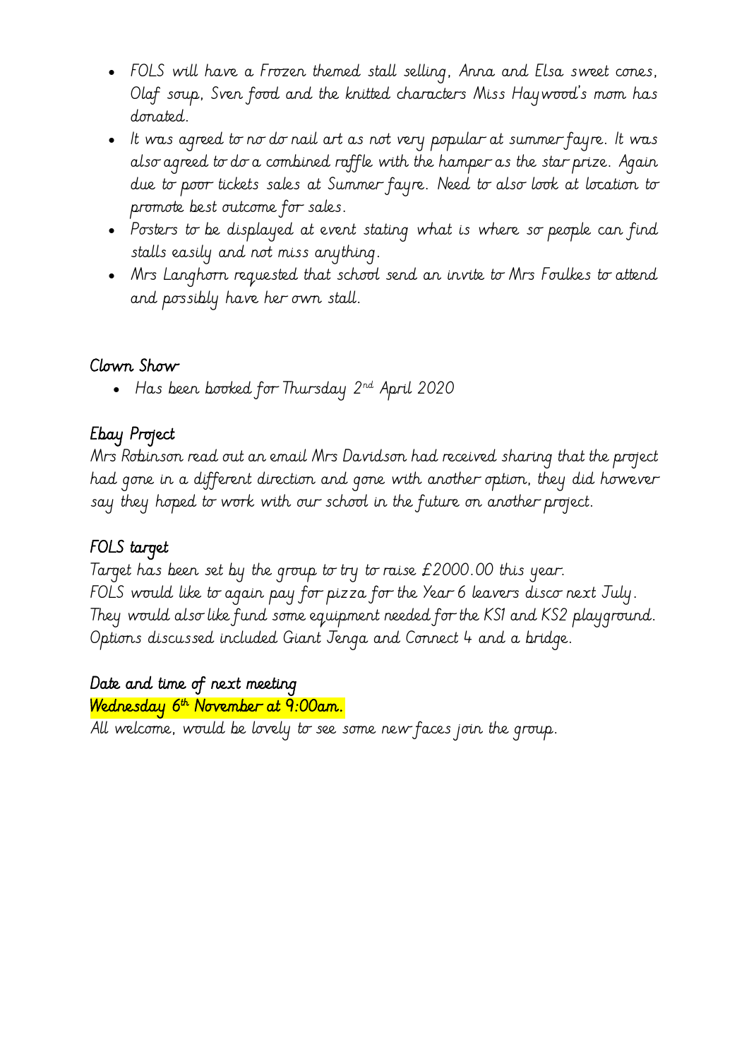- FOLS will have a Frozen themed stall selling, Anna and Elsa sweet cones, Olaf soup, Sven food and the knitted characters Miss Haywood's mom has donated.
- It was agreed to no do nail art as not very popular at summer fayre. It was also agreed to do a combined raffle with the hamper as the star prize. Again due to poor tickets sales at Summer fayre. Need to also look at location to promote best outcome for sales.
- Posters to be displayed at event stating what is where so people can find stalls easily and not miss anything.
- Mrs Langhorn requested that school send an invite to Mrs Foulkes to attend and possibly have her own stall.

## Clown Show

- Has been booked for Thursday 2nd April 2020

## Ebay Project

Mrs Robinson read out an email Mrs Davidson had received sharing that the project had gone in a different direction and gone with another option, they did however say they hoped to work with our school in the future on another project.

## FOLS target

Target has been set by the group to try to raise £2000.00 this year.
FOLS would like to again pay for pizza for the Year 6 leavers disco next July.
They would also like fund some equipment needed for the KS1 and KS2 playground. Options discussed included Giant Jenga and Connect 4 and a bridge.

## Date and time of next meeting

**Wednesday 6th November at 9:00am.**

All welcome, would be lovely to see some new faces join the group.